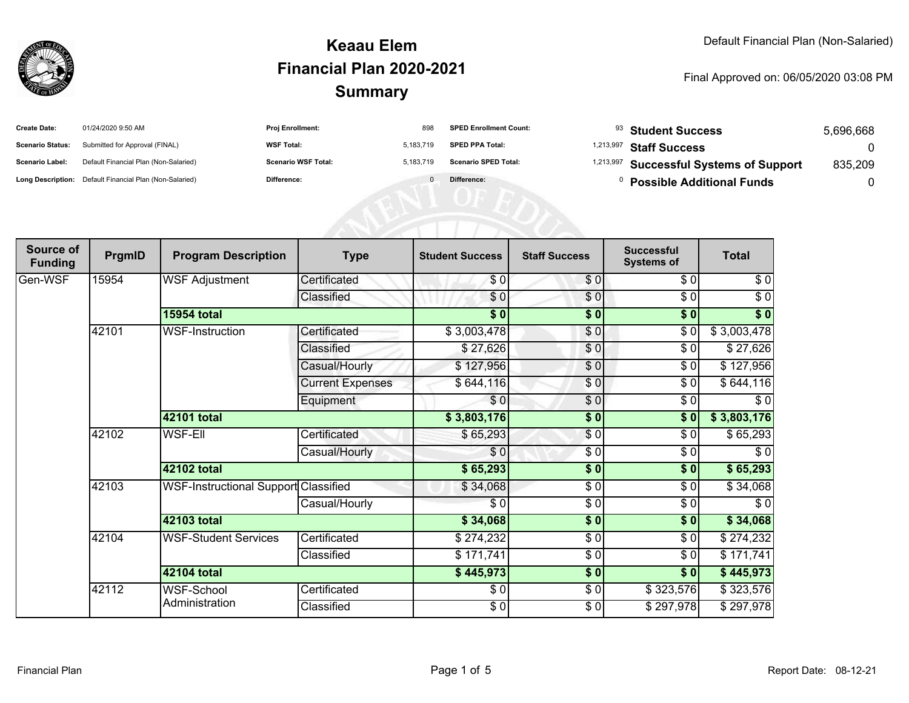# Keaau Elem
# Financial Plan 2020-2021
# Summary

Default Financial Plan (Non-Salaried)

Final Approved on: 06/05/2020 03:08 PM

| | | | | | | | |
|---|---|---|---|---|---|---|---|
| **Create Date:** | 01/24/2020 9:50 AM | **Proj Enrollment:** | 898 | **SPED Enrollment Count:** | 93 | **Student Success** | 5,696,668 |
| **Scenario Status:** | Submitted for Approval (FINAL) | **WSF Total:** | 5,183,719 | **SPED PPA Total:** | 1,213,997 | **Staff Success** | 0 |
| **Scenario Label:** | Default Financial Plan (Non-Salaried) | **Scenario WSF Total:** | 5,183,719 | **Scenario SPED Total:** | 1,213,997 | **Successful Systems of Support** | 835,209 |
| **Long Description:** | Default Financial Plan (Non-Salaried) | **Difference:** | 0 | **Difference:** | 0 | **Possible Additional Funds** | 0 |

| Source of Funding | PrgmID | Program Description | Type | Student Success | Staff Success | Successful Systems of | Total |
|---|---|---|---|---|---|---|---|
| Gen-WSF | 15954 | WSF Adjustment | Certificated | $ 0 | $ 0 | $ 0 | $ 0 |
| | | | Classified | $ 0 | $ 0 | $ 0 | $ 0 |
| | | **15954 total** | | **$ 0** | **$ 0** | **$ 0** | **$ 0** |
| | 42101 | WSF-Instruction | Certificated | $ 3,003,478 | $ 0 | $ 0 | $ 3,003,478 |
| | | | Classified | $ 27,626 | $ 0 | $ 0 | $ 27,626 |
| | | | Casual/Hourly | $ 127,956 | $ 0 | $ 0 | $ 127,956 |
| | | | Current Expenses | $ 644,116 | $ 0 | $ 0 | $ 644,116 |
| | | | Equipment | $ 0 | $ 0 | $ 0 | $ 0 |
| | | **42101 total** | | **$ 3,803,176** | **$ 0** | **$ 0** | **$ 3,803,176** |
| | 42102 | WSF-Ell | Certificated | $ 65,293 | $ 0 | $ 0 | $ 65,293 |
| | | | Casual/Hourly | $ 0 | $ 0 | $ 0 | $ 0 |
| | | **42102 total** | | **$ 65,293** | **$ 0** | **$ 0** | **$ 65,293** |
| | 42103 | WSF-Instructional Support | Classified | $ 34,068 | $ 0 | $ 0 | $ 34,068 |
| | | | Casual/Hourly | $ 0 | $ 0 | $ 0 | $ 0 |
| | | **42103 total** | | **$ 34,068** | **$ 0** | **$ 0** | **$ 34,068** |
| | 42104 | WSF-Student Services | Certificated | $ 274,232 | $ 0 | $ 0 | $ 274,232 |
| | | | Classified | $ 171,741 | $ 0 | $ 0 | $ 171,741 |
| | | **42104 total** | | **$ 445,973** | **$ 0** | **$ 0** | **$ 445,973** |
| | 42112 | WSF-School Administration | Certificated | $ 0 | $ 0 | $ 323,576 | $ 323,576 |
| | | | Classified | $ 0 | $ 0 | $ 297,978 | $ 297,978 |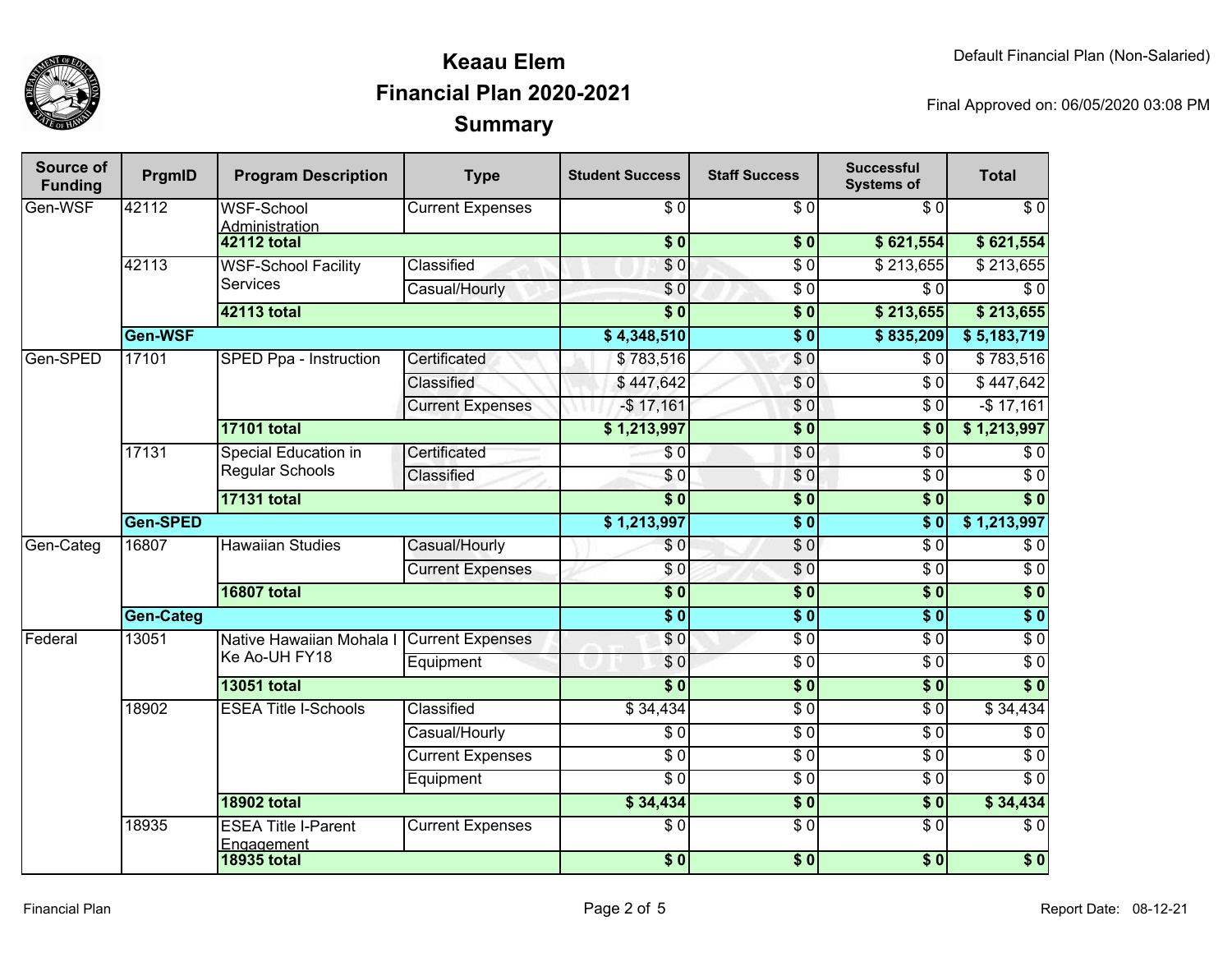# Keaau Elem
## Financial Plan 2020-2021
## Summary

Default Financial Plan (Non-Salaried)

Final Approved on: 06/05/2020 03:08 PM

| Source of Funding | PrgmID | Program Description | Type | Student Success | Staff Success | Successful Systems of | Total |
|---|---|---|---|---|---|---|---|
| Gen-WSF | 42112 | WSF-School Administration | Current Expenses | $ 0 | $ 0 | $ 0 | $ 0 |
| | | **42112 total** | | **$ 0** | **$ 0** | **$ 621,554** | **$ 621,554** |
| | 42113 | WSF-School Facility Services | Classified | $ 0 | $ 0 | $ 213,655 | $ 213,655 |
| | | | Casual/Hourly | $ 0 | $ 0 | $ 0 | $ 0 |
| | | **42113 total** | | **$ 0** | **$ 0** | **$ 213,655** | **$ 213,655** |
| | **Gen-WSF** | | | **$ 4,348,510** | **$ 0** | **$ 835,209** | **$ 5,183,719** |
| Gen-SPED | 17101 | SPED Ppa - Instruction | Certificated | $ 783,516 | $ 0 | $ 0 | $ 783,516 |
| | | | Classified | $ 447,642 | $ 0 | $ 0 | $ 447,642 |
| | | | Current Expenses | -$ 17,161 | $ 0 | $ 0 | -$ 17,161 |
| | | **17101 total** | | **$ 1,213,997** | **$ 0** | **$ 0** | **$ 1,213,997** |
| | 17131 | Special Education in Regular Schools | Certificated | $ 0 | $ 0 | $ 0 | $ 0 |
| | | | Classified | $ 0 | $ 0 | $ 0 | $ 0 |
| | | **17131 total** | | **$ 0** | **$ 0** | **$ 0** | **$ 0** |
| | **Gen-SPED** | | | **$ 1,213,997** | **$ 0** | **$ 0** | **$ 1,213,997** |
| Gen-Categ | 16807 | Hawaiian Studies | Casual/Hourly | $ 0 | $ 0 | $ 0 | $ 0 |
| | | | Current Expenses | $ 0 | $ 0 | $ 0 | $ 0 |
| | | **16807 total** | | **$ 0** | **$ 0** | **$ 0** | **$ 0** |
| | **Gen-Categ** | | | **$ 0** | **$ 0** | **$ 0** | **$ 0** |
| Federal | 13051 | Native Hawaiian Mohala I Ke Ao-UH FY18 | Current Expenses | $ 0 | $ 0 | $ 0 | $ 0 |
| | | | Equipment | $ 0 | $ 0 | $ 0 | $ 0 |
| | | **13051 total** | | **$ 0** | **$ 0** | **$ 0** | **$ 0** |
| | 18902 | ESEA Title I-Schools | Classified | $ 34,434 | $ 0 | $ 0 | $ 34,434 |
| | | | Casual/Hourly | $ 0 | $ 0 | $ 0 | $ 0 |
| | | | Current Expenses | $ 0 | $ 0 | $ 0 | $ 0 |
| | | | Equipment | $ 0 | $ 0 | $ 0 | $ 0 |
| | | **18902 total** | | **$ 34,434** | **$ 0** | **$ 0** | **$ 34,434** |
| | 18935 | ESEA Title I-Parent Engagement | Current Expenses | $ 0 | $ 0 | $ 0 | $ 0 |
| | | **18935 total** | | **$ 0** | **$ 0** | **$ 0** | **$ 0** |

Financial Plan

Report Date: 08-12-21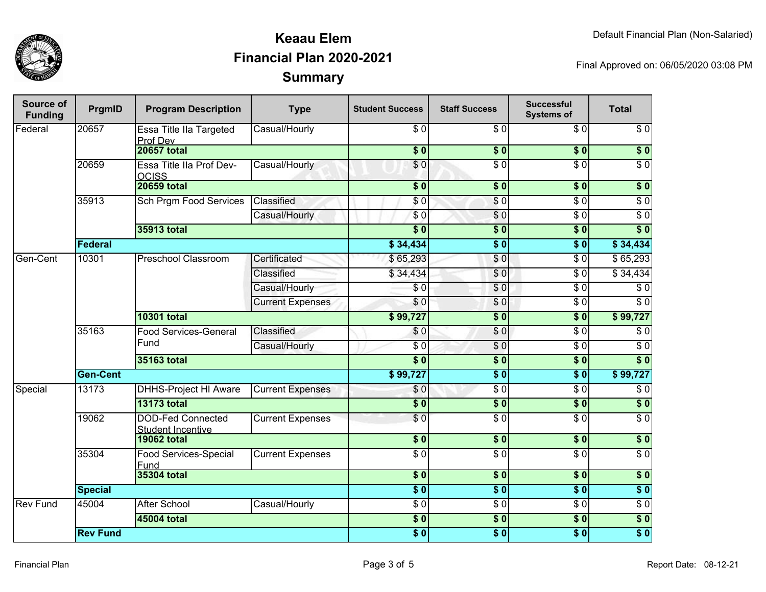# Keaau Elem
## Financial Plan 2020-2021
## Summary

Default Financial Plan (Non-Salaried)

Final Approved on: 06/05/2020 03:08 PM

| Source of Funding | PrgmID | Program Description | Type | Student Success | Staff Success | Successful Systems of | Total |
|---|---|---|---|---|---|---|---|
| Federal | 20657 | Essa Title IIa Targeted Prof Dev | Casual/Hourly | $ 0 | $ 0 | $ 0 | $ 0 |
| | | **20657 total** | | **$ 0** | **$ 0** | **$ 0** | **$ 0** |
| | 20659 | Essa Title IIa Prof Dev-OCISS | Casual/Hourly | $ 0 | $ 0 | $ 0 | $ 0 |
| | | **20659 total** | | **$ 0** | **$ 0** | **$ 0** | **$ 0** |
| | 35913 | Sch Prgm Food Services | Classified | $ 0 | $ 0 | $ 0 | $ 0 |
| | | | Casual/Hourly | $ 0 | $ 0 | $ 0 | $ 0 |
| | | **35913 total** | | **$ 0** | **$ 0** | **$ 0** | **$ 0** |
| | **Federal** | | | **$ 34,434** | **$ 0** | **$ 0** | **$ 34,434** |
| Gen-Cent | 10301 | Preschool Classroom | Certificated | $ 65,293 | $ 0 | $ 0 | $ 65,293 |
| | | | Classified | $ 34,434 | $ 0 | $ 0 | $ 34,434 |
| | | | Casual/Hourly | $ 0 | $ 0 | $ 0 | $ 0 |
| | | | Current Expenses | $ 0 | $ 0 | $ 0 | $ 0 |
| | | **10301 total** | | **$ 99,727** | **$ 0** | **$ 0** | **$ 99,727** |
| | 35163 | Food Services-General Fund | Classified | $ 0 | $ 0 | $ 0 | $ 0 |
| | | | Casual/Hourly | $ 0 | $ 0 | $ 0 | $ 0 |
| | | **35163 total** | | **$ 0** | **$ 0** | **$ 0** | **$ 0** |
| | **Gen-Cent** | | | **$ 99,727** | **$ 0** | **$ 0** | **$ 99,727** |
| Special | 13173 | DHHS-Project HI Aware | Current Expenses | $ 0 | $ 0 | $ 0 | $ 0 |
| | | **13173 total** | | **$ 0** | **$ 0** | **$ 0** | **$ 0** |
| | 19062 | DOD-Fed Connected Student Incentive | Current Expenses | $ 0 | $ 0 | $ 0 | $ 0 |
| | | **19062 total** | | **$ 0** | **$ 0** | **$ 0** | **$ 0** |
| | 35304 | Food Services-Special Fund | Current Expenses | $ 0 | $ 0 | $ 0 | $ 0 |
| | | **35304 total** | | **$ 0** | **$ 0** | **$ 0** | **$ 0** |
| | **Special** | | | **$ 0** | **$ 0** | **$ 0** | **$ 0** |
| Rev Fund | 45004 | After School | Casual/Hourly | $ 0 | $ 0 | $ 0 | $ 0 |
| | | **45004 total** | | **$ 0** | **$ 0** | **$ 0** | **$ 0** |
| | **Rev Fund** | | | **$ 0** | **$ 0** | **$ 0** | **$ 0** |

Financial Plan

Report Date: 08-12-21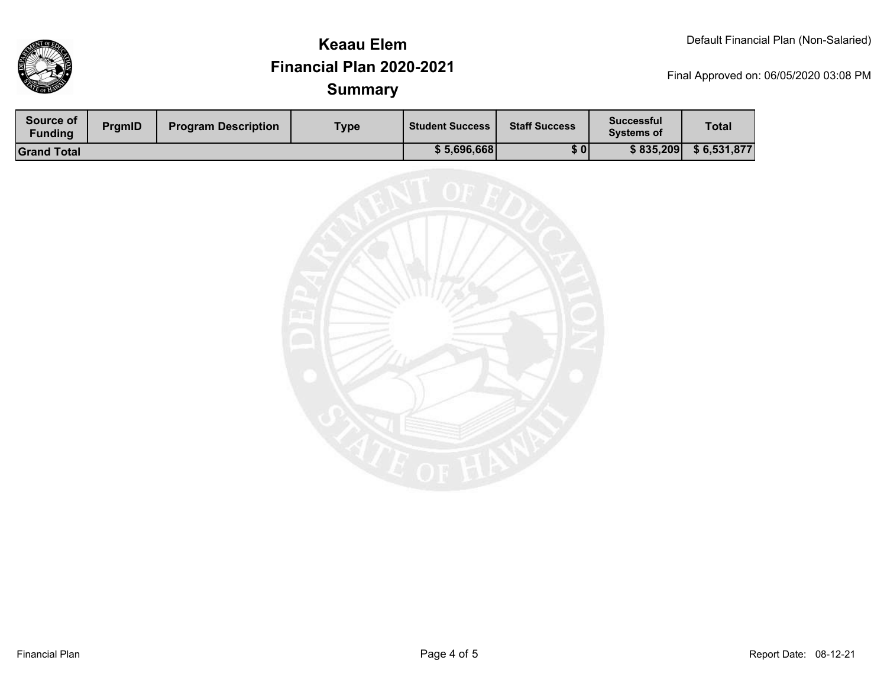# Keaau Elem
## Financial Plan 2020-2021
## Summary

Default Financial Plan (Non-Salaried)

Final Approved on: 06/05/2020 03:08 PM

| Source of Funding | PrgmID | Program Description | Type | Student Success | Staff Success | Successful Systems of | Total |
|---|---|---|---|---|---|---|---|
| **Grand Total** | | | | **$ 5,696,668** | **$ 0** | **$ 835,209** | **$ 6,531,877** |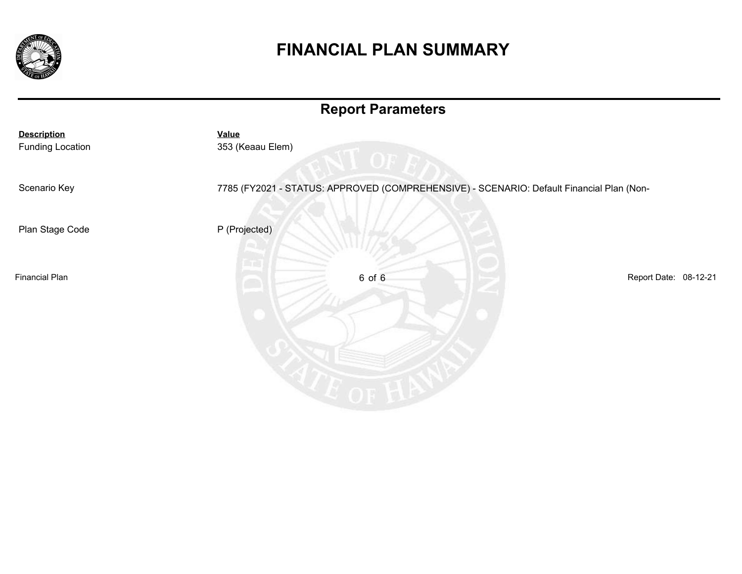# FINANCIAL PLAN SUMMARY

## Report Parameters

| Description | Value |
|---|---|
| Funding Location | 353 (Keaau Elem) |
| Scenario Key | 7785 (FY2021 - STATUS: APPROVED (COMPREHENSIVE) - SCENARIO: Default Financial Plan (Non- |
| Plan Stage Code | P (Projected) |